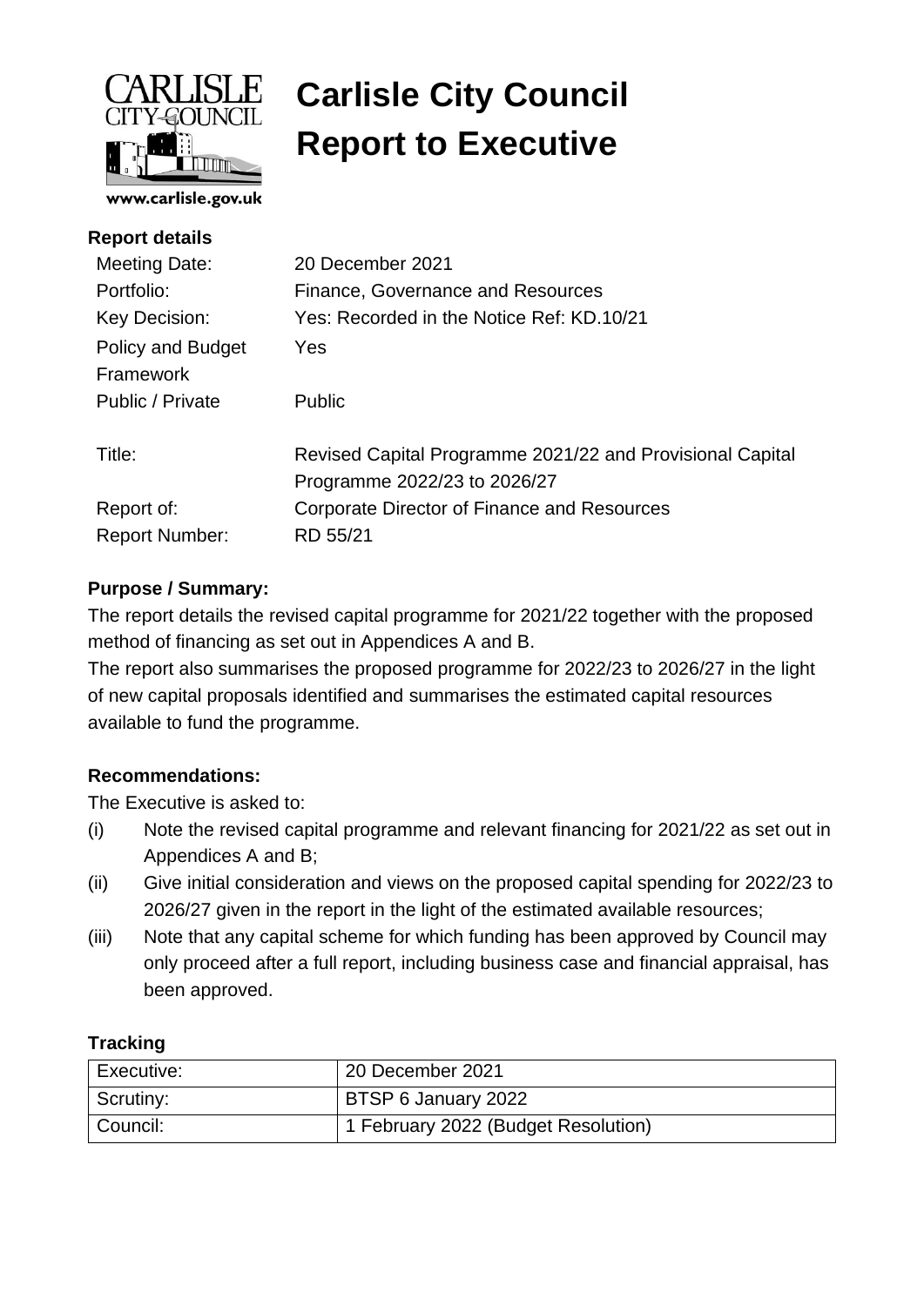# Carlisle City Council
# Report to Executive

**Report details**

| | |
|---|---|
| Meeting Date: | 20 December 2021 |
| Portfolio: | Finance, Governance and Resources |
| Key Decision: | Yes: Recorded in the Notice Ref: KD.10/21 |
| Policy and Budget Framework | Yes |
| Public / Private | Public |
| Title: | Revised Capital Programme 2021/22 and Provisional Capital Programme 2022/23 to 2026/27 |
| Report of: | Corporate Director of Finance and Resources |
| Report Number: | RD 55/21 |

**Purpose / Summary:**

The report details the revised capital programme for 2021/22 together with the proposed method of financing as set out in Appendices A and B.

The report also summarises the proposed programme for 2022/23 to 2026/27 in the light of new capital proposals identified and summarises the estimated capital resources available to fund the programme.

**Recommendations:**

The Executive is asked to:

(i) Note the revised capital programme and relevant financing for 2021/22 as set out in Appendices A and B;

(ii) Give initial consideration and views on the proposed capital spending for 2022/23 to 2026/27 given in the report in the light of the estimated available resources;

(iii) Note that any capital scheme for which funding has been approved by Council may only proceed after a full report, including business case and financial appraisal, has been approved.

**Tracking**

| | |
|---|---|
| Executive: | 20 December 2021 |
| Scrutiny: | BTSP 6 January 2022 |
| Council: | 1 February 2022 (Budget Resolution) |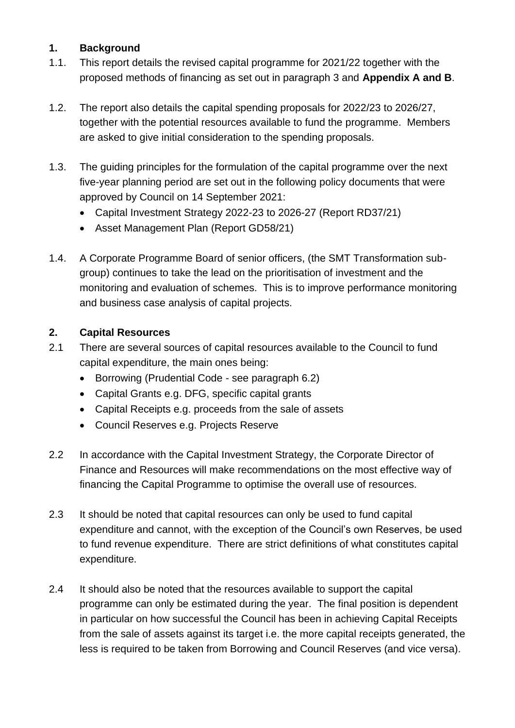## 1. Background

1.1. This report details the revised capital programme for 2021/22 together with the proposed methods of financing as set out in paragraph 3 and **Appendix A and B**.

1.2. The report also details the capital spending proposals for 2022/23 to 2026/27, together with the potential resources available to fund the programme. Members are asked to give initial consideration to the spending proposals.

1.3. The guiding principles for the formulation of the capital programme over the next five-year planning period are set out in the following policy documents that were approved by Council on 14 September 2021:

- Capital Investment Strategy 2022-23 to 2026-27 (Report RD37/21)
- Asset Management Plan (Report GD58/21)

1.4. A Corporate Programme Board of senior officers, (the SMT Transformation sub-group) continues to take the lead on the prioritisation of investment and the monitoring and evaluation of schemes. This is to improve performance monitoring and business case analysis of capital projects.

## 2. Capital Resources

2.1 There are several sources of capital resources available to the Council to fund capital expenditure, the main ones being:

- Borrowing (Prudential Code - see paragraph 6.2)
- Capital Grants e.g. DFG, specific capital grants
- Capital Receipts e.g. proceeds from the sale of assets
- Council Reserves e.g. Projects Reserve

2.2 In accordance with the Capital Investment Strategy, the Corporate Director of Finance and Resources will make recommendations on the most effective way of financing the Capital Programme to optimise the overall use of resources.

2.3 It should be noted that capital resources can only be used to fund capital expenditure and cannot, with the exception of the Council's own Reserves, be used to fund revenue expenditure. There are strict definitions of what constitutes capital expenditure.

2.4 It should also be noted that the resources available to support the capital programme can only be estimated during the year. The final position is dependent in particular on how successful the Council has been in achieving Capital Receipts from the sale of assets against its target i.e. the more capital receipts generated, the less is required to be taken from Borrowing and Council Reserves (and vice versa).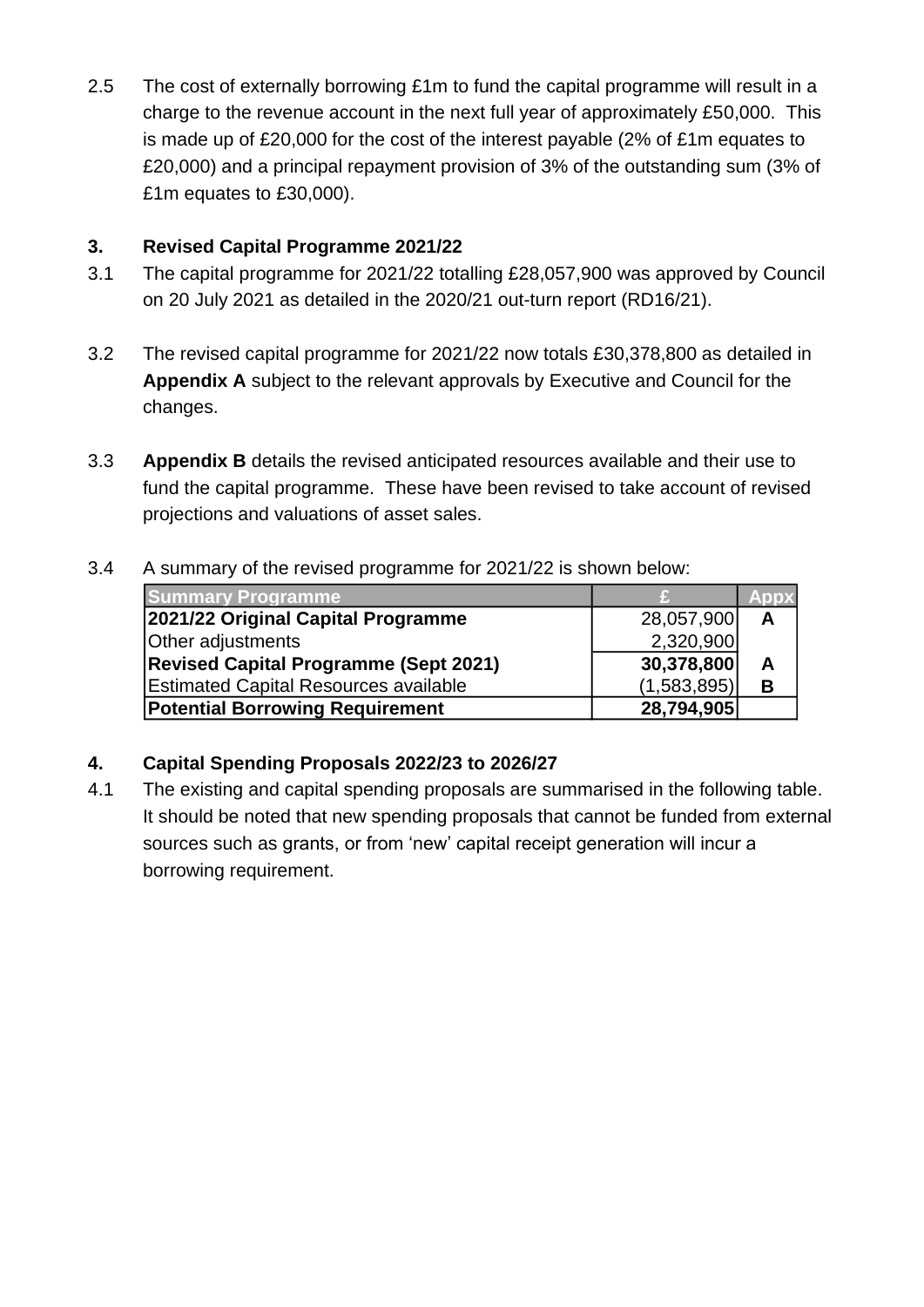2.5 The cost of externally borrowing £1m to fund the capital programme will result in a charge to the revenue account in the next full year of approximately £50,000. This is made up of £20,000 for the cost of the interest payable (2% of £1m equates to £20,000) and a principal repayment provision of 3% of the outstanding sum (3% of £1m equates to £30,000).

## 3. Revised Capital Programme 2021/22

3.1 The capital programme for 2021/22 totalling £28,057,900 was approved by Council on 20 July 2021 as detailed in the 2020/21 out-turn report (RD16/21).

3.2 The revised capital programme for 2021/22 now totals £30,378,800 as detailed in **Appendix A** subject to the relevant approvals by Executive and Council for the changes.

3.3 **Appendix B** details the revised anticipated resources available and their use to fund the capital programme. These have been revised to take account of revised projections and valuations of asset sales.

3.4 A summary of the revised programme for 2021/22 is shown below:

| Summary Programme | £ | Appx |
|---|---|---|
| **2021/22 Original Capital Programme** | 28,057,900 | **A** |
| Other adjustments | 2,320,900 | |
| **Revised Capital Programme (Sept 2021)** | **30,378,800** | **A** |
| Estimated Capital Resources available | (1,583,895) | **B** |
| **Potential Borrowing Requirement** | **28,794,905** | |

## 4. Capital Spending Proposals 2022/23 to 2026/27

4.1 The existing and capital spending proposals are summarised in the following table. It should be noted that new spending proposals that cannot be funded from external sources such as grants, or from 'new' capital receipt generation will incur a borrowing requirement.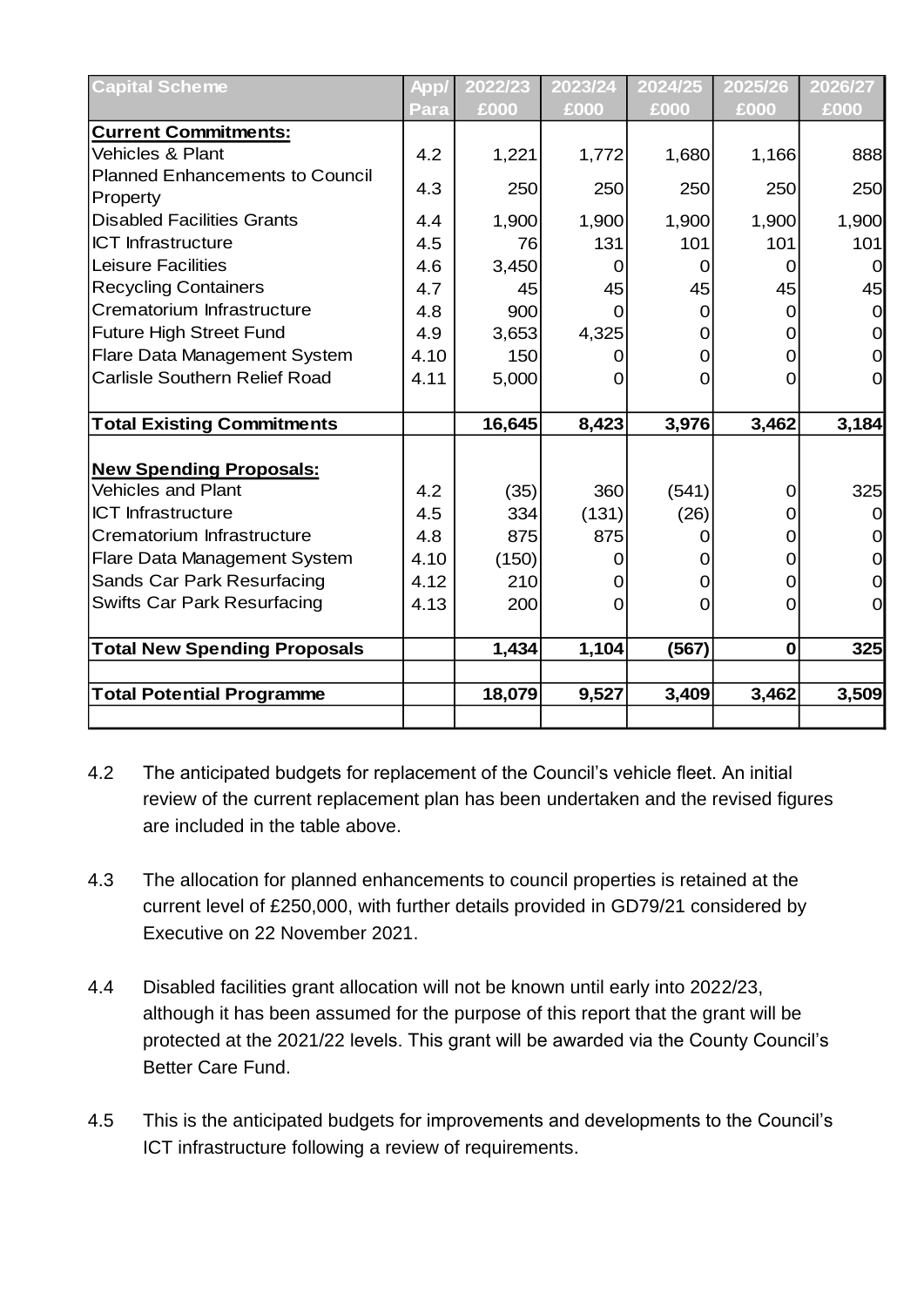| Capital Scheme | App/ Para | 2022/23 £000 | 2023/24 £000 | 2024/25 £000 | 2025/26 £000 | 2026/27 £000 |
|---|---|---|---|---|---|---|
| **Current Commitments:** | | | | | | |
| Vehicles & Plant | 4.2 | 1,221 | 1,772 | 1,680 | 1,166 | 888 |
| Planned Enhancements to Council Property | 4.3 | 250 | 250 | 250 | 250 | 250 |
| Disabled Facilities Grants | 4.4 | 1,900 | 1,900 | 1,900 | 1,900 | 1,900 |
| ICT Infrastructure | 4.5 | 76 | 131 | 101 | 101 | 101 |
| Leisure Facilities | 4.6 | 3,450 | 0 | 0 | 0 | 0 |
| Recycling Containers | 4.7 | 45 | 45 | 45 | 45 | 45 |
| Crematorium Infrastructure | 4.8 | 900 | 0 | 0 | 0 | 0 |
| Future High Street Fund | 4.9 | 3,653 | 4,325 | 0 | 0 | 0 |
| Flare Data Management System | 4.10 | 150 | 0 | 0 | 0 | 0 |
| Carlisle Southern Relief Road | 4.11 | 5,000 | 0 | 0 | 0 | 0 |
| **Total Existing Commitments** | | **16,645** | **8,423** | **3,976** | **3,462** | **3,184** |
| **New Spending Proposals:** | | | | | | |
| Vehicles and Plant | 4.2 | (35) | 360 | (541) | 0 | 325 |
| ICT Infrastructure | 4.5 | 334 | (131) | (26) | 0 | 0 |
| Crematorium Infrastructure | 4.8 | 875 | 875 | 0 | 0 | 0 |
| Flare Data Management System | 4.10 | (150) | 0 | 0 | 0 | 0 |
| Sands Car Park Resurfacing | 4.12 | 210 | 0 | 0 | 0 | 0 |
| Swifts Car Park Resurfacing | 4.13 | 200 | 0 | 0 | 0 | 0 |
| **Total New Spending Proposals** | | **1,434** | **1,104** | **(567)** | **0** | **325** |
| **Total Potential Programme** | | **18,079** | **9,527** | **3,409** | **3,462** | **3,509** |

4.2 The anticipated budgets for replacement of the Council's vehicle fleet. An initial review of the current replacement plan has been undertaken and the revised figures are included in the table above.

4.3 The allocation for planned enhancements to council properties is retained at the current level of £250,000, with further details provided in GD79/21 considered by Executive on 22 November 2021.

4.4 Disabled facilities grant allocation will not be known until early into 2022/23, although it has been assumed for the purpose of this report that the grant will be protected at the 2021/22 levels. This grant will be awarded via the County Council's Better Care Fund.

4.5 This is the anticipated budgets for improvements and developments to the Council's ICT infrastructure following a review of requirements.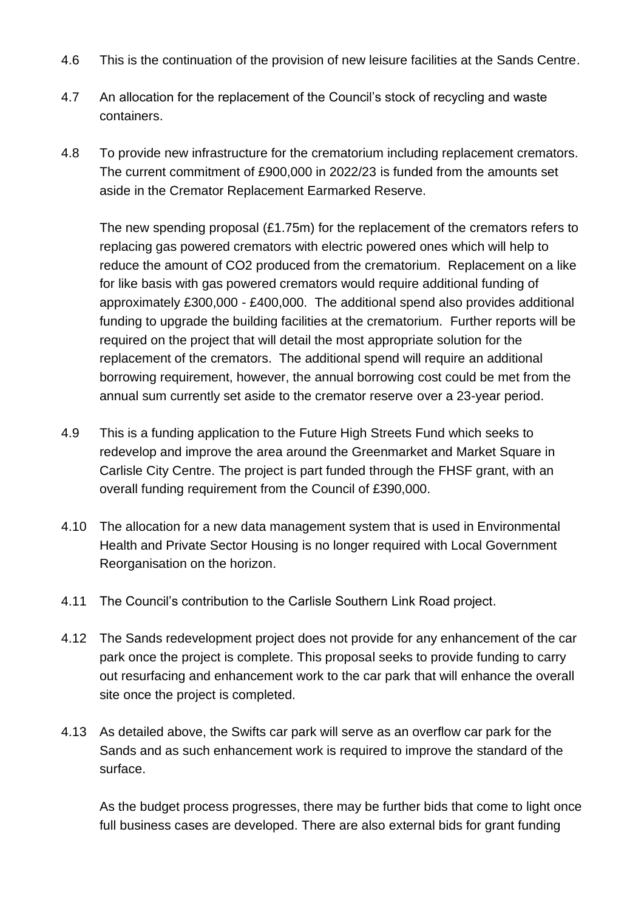4.6 This is the continuation of the provision of new leisure facilities at the Sands Centre.

4.7 An allocation for the replacement of the Council's stock of recycling and waste containers.

4.8 To provide new infrastructure for the crematorium including replacement cremators. The current commitment of £900,000 in 2022/23 is funded from the amounts set aside in the Cremator Replacement Earmarked Reserve.

The new spending proposal (£1.75m) for the replacement of the cremators refers to replacing gas powered cremators with electric powered ones which will help to reduce the amount of CO2 produced from the crematorium. Replacement on a like for like basis with gas powered cremators would require additional funding of approximately £300,000 - £400,000. The additional spend also provides additional funding to upgrade the building facilities at the crematorium. Further reports will be required on the project that will detail the most appropriate solution for the replacement of the cremators. The additional spend will require an additional borrowing requirement, however, the annual borrowing cost could be met from the annual sum currently set aside to the cremator reserve over a 23-year period.

4.9 This is a funding application to the Future High Streets Fund which seeks to redevelop and improve the area around the Greenmarket and Market Square in Carlisle City Centre. The project is part funded through the FHSF grant, with an overall funding requirement from the Council of £390,000.

4.10 The allocation for a new data management system that is used in Environmental Health and Private Sector Housing is no longer required with Local Government Reorganisation on the horizon.

4.11 The Council's contribution to the Carlisle Southern Link Road project.

4.12 The Sands redevelopment project does not provide for any enhancement of the car park once the project is complete. This proposal seeks to provide funding to carry out resurfacing and enhancement work to the car park that will enhance the overall site once the project is completed.

4.13 As detailed above, the Swifts car park will serve as an overflow car park for the Sands and as such enhancement work is required to improve the standard of the surface.

As the budget process progresses, there may be further bids that come to light once full business cases are developed. There are also external bids for grant funding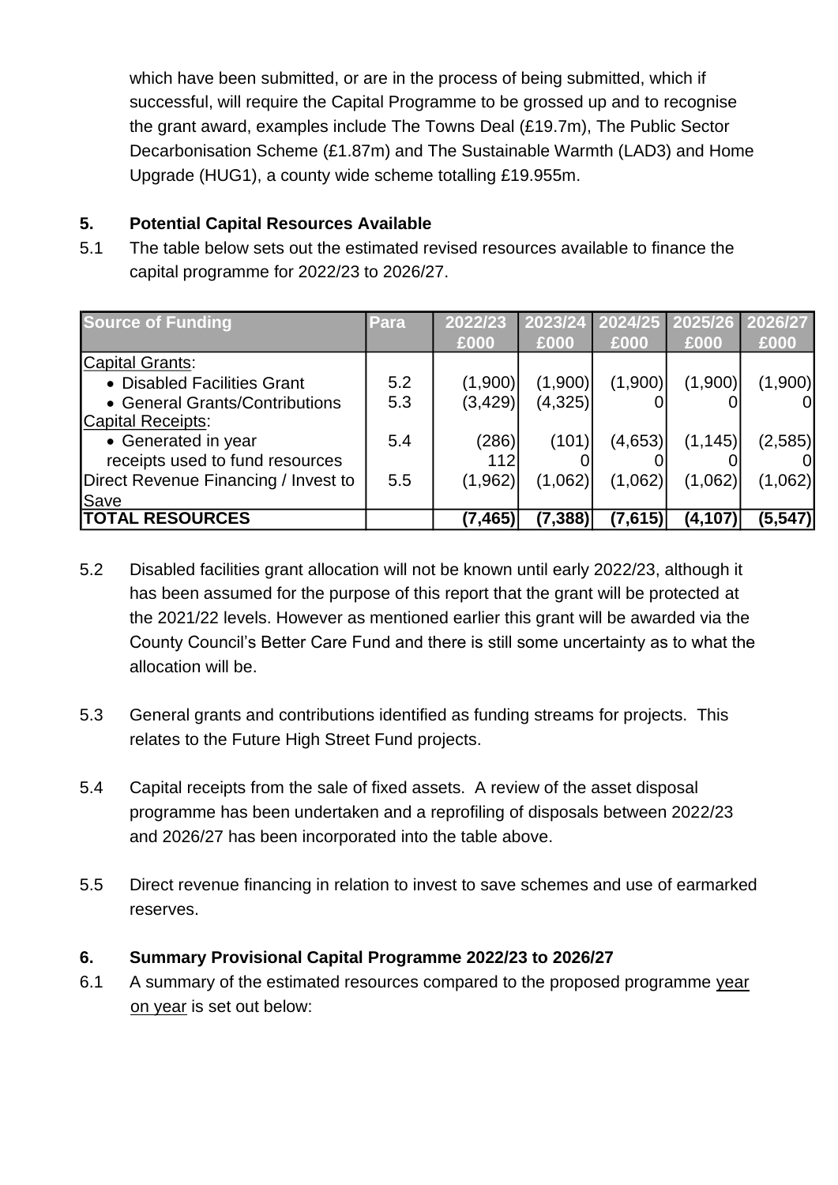which have been submitted, or are in the process of being submitted, which if successful, will require the Capital Programme to be grossed up and to recognise the grant award, examples include The Towns Deal (£19.7m), The Public Sector Decarbonisation Scheme (£1.87m) and The Sustainable Warmth (LAD3) and Home Upgrade (HUG1), a county wide scheme totalling £19.955m.

## 5. Potential Capital Resources Available

5.1 The table below sets out the estimated revised resources available to finance the capital programme for 2022/23 to 2026/27.

| Source of Funding | Para | 2022/23 £000 | 2023/24 £000 | 2024/25 £000 | 2025/26 £000 | 2026/27 £000 |
|---|---|---|---|---|---|---|
| Capital Grants: | | | | | | |
| • Disabled Facilities Grant | 5.2 | (1,900) | (1,900) | (1,900) | (1,900) | (1,900) |
| • General Grants/Contributions | 5.3 | (3,429) | (4,325) | 0 | 0 | 0 |
| Capital Receipts: | | | | | | |
| • Generated in year | 5.4 | (286) | (101) | (4,653) | (1,145) | (2,585) |
| receipts used to fund resources | | 112 | 0 | 0 | 0 | 0 |
| Direct Revenue Financing / Invest to Save | 5.5 | (1,962) | (1,062) | (1,062) | (1,062) | (1,062) |
| **TOTAL RESOURCES** | | **(7,465)** | **(7,388)** | **(7,615)** | **(4,107)** | **(5,547)** |

5.2 Disabled facilities grant allocation will not be known until early 2022/23, although it has been assumed for the purpose of this report that the grant will be protected at the 2021/22 levels. However as mentioned earlier this grant will be awarded via the County Council's Better Care Fund and there is still some uncertainty as to what the allocation will be.

5.3 General grants and contributions identified as funding streams for projects. This relates to the Future High Street Fund projects.

5.4 Capital receipts from the sale of fixed assets. A review of the asset disposal programme has been undertaken and a reprofiling of disposals between 2022/23 and 2026/27 has been incorporated into the table above.

5.5 Direct revenue financing in relation to invest to save schemes and use of earmarked reserves.

## 6. Summary Provisional Capital Programme 2022/23 to 2026/27

6.1 A summary of the estimated resources compared to the proposed programme year on year is set out below: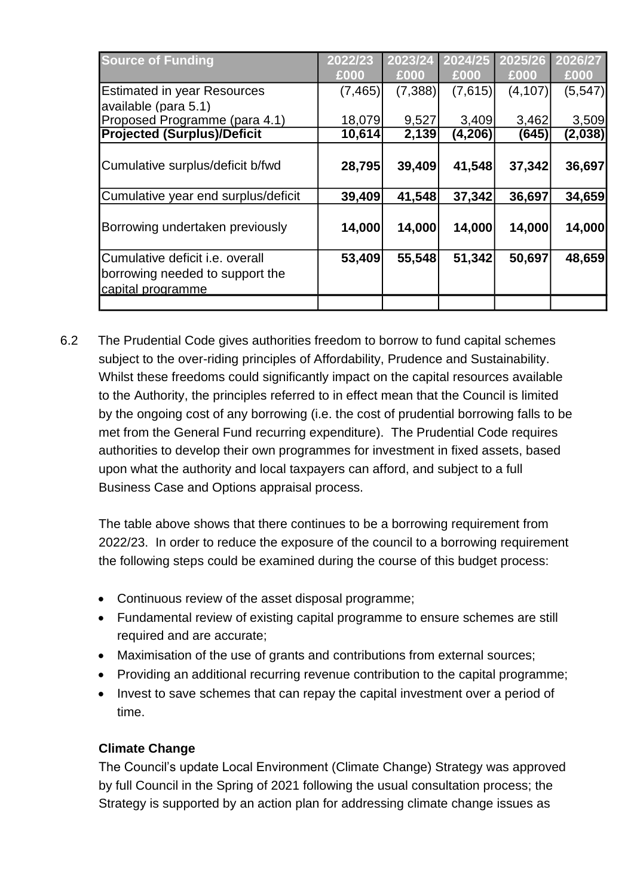| Source of Funding | 2022/23 £000 | 2023/24 £000 | 2024/25 £000 | 2025/26 £000 | 2026/27 £000 |
|---|---|---|---|---|---|
| Estimated in year Resources available (para 5.1) | (7,465) | (7,388) | (7,615) | (4,107) | (5,547) |
| Proposed Programme (para 4.1) | 18,079 | 9,527 | 3,409 | 3,462 | 3,509 |
| **Projected (Surplus)/Deficit** | **10,614** | **2,139** | **(4,206)** | **(645)** | **(2,038)** |
| Cumulative surplus/deficit b/fwd | **28,795** | **39,409** | **41,548** | **37,342** | **36,697** |
| Cumulative year end surplus/deficit | **39,409** | **41,548** | **37,342** | **36,697** | **34,659** |
| Borrowing undertaken previously | **14,000** | **14,000** | **14,000** | **14,000** | **14,000** |
| Cumulative deficit i.e. overall borrowing needed to support the capital programme | **53,409** | **55,548** | **51,342** | **50,697** | **48,659** |
| | | | | | |

6.2 The Prudential Code gives authorities freedom to borrow to fund capital schemes subject to the over-riding principles of Affordability, Prudence and Sustainability. Whilst these freedoms could significantly impact on the capital resources available to the Authority, the principles referred to in effect mean that the Council is limited by the ongoing cost of any borrowing (i.e. the cost of prudential borrowing falls to be met from the General Fund recurring expenditure). The Prudential Code requires authorities to develop their own programmes for investment in fixed assets, based upon what the authority and local taxpayers can afford, and subject to a full Business Case and Options appraisal process.

The table above shows that there continues to be a borrowing requirement from 2022/23. In order to reduce the exposure of the council to a borrowing requirement the following steps could be examined during the course of this budget process:

- Continuous review of the asset disposal programme;
- Fundamental review of existing capital programme to ensure schemes are still required and are accurate;
- Maximisation of the use of grants and contributions from external sources;
- Providing an additional recurring revenue contribution to the capital programme;
- Invest to save schemes that can repay the capital investment over a period of time.

**Climate Change**

The Council's update Local Environment (Climate Change) Strategy was approved by full Council in the Spring of 2021 following the usual consultation process; the Strategy is supported by an action plan for addressing climate change issues as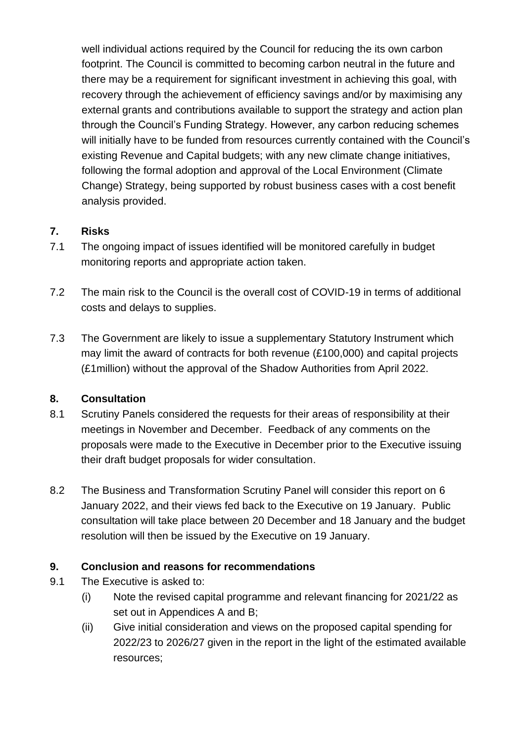well individual actions required by the Council for reducing the its own carbon footprint. The Council is committed to becoming carbon neutral in the future and there may be a requirement for significant investment in achieving this goal, with recovery through the achievement of efficiency savings and/or by maximising any external grants and contributions available to support the strategy and action plan through the Council's Funding Strategy. However, any carbon reducing schemes will initially have to be funded from resources currently contained with the Council's existing Revenue and Capital budgets; with any new climate change initiatives, following the formal adoption and approval of the Local Environment (Climate Change) Strategy, being supported by robust business cases with a cost benefit analysis provided.

## 7. Risks

7.1 The ongoing impact of issues identified will be monitored carefully in budget monitoring reports and appropriate action taken.

7.2 The main risk to the Council is the overall cost of COVID-19 in terms of additional costs and delays to supplies.

7.3 The Government are likely to issue a supplementary Statutory Instrument which may limit the award of contracts for both revenue (£100,000) and capital projects (£1million) without the approval of the Shadow Authorities from April 2022.

## 8. Consultation

8.1 Scrutiny Panels considered the requests for their areas of responsibility at their meetings in November and December. Feedback of any comments on the proposals were made to the Executive in December prior to the Executive issuing their draft budget proposals for wider consultation.

8.2 The Business and Transformation Scrutiny Panel will consider this report on 6 January 2022, and their views fed back to the Executive on 19 January. Public consultation will take place between 20 December and 18 January and the budget resolution will then be issued by the Executive on 19 January.

## 9. Conclusion and reasons for recommendations

9.1 The Executive is asked to:

(i) Note the revised capital programme and relevant financing for 2021/22 as set out in Appendices A and B;

(ii) Give initial consideration and views on the proposed capital spending for 2022/23 to 2026/27 given in the report in the light of the estimated available resources;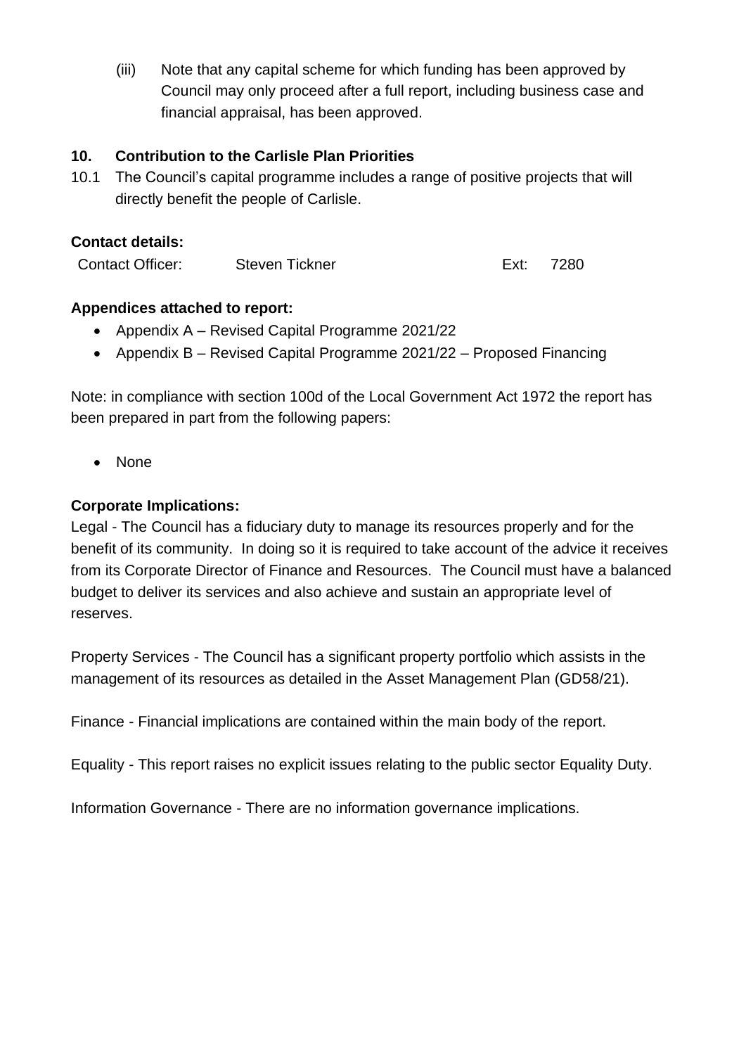(iii) Note that any capital scheme for which funding has been approved by Council may only proceed after a full report, including business case and financial appraisal, has been approved.

**10. Contribution to the Carlisle Plan Priorities**

10.1 The Council's capital programme includes a range of positive projects that will directly benefit the people of Carlisle.

**Contact details:**

| Contact Officer: | Steven Tickner | Ext: | 7280 |
|---|---|---|---|

**Appendices attached to report:**

- Appendix A – Revised Capital Programme 2021/22
- Appendix B – Revised Capital Programme 2021/22 – Proposed Financing

Note: in compliance with section 100d of the Local Government Act 1972 the report has been prepared in part from the following papers:

- None

**Corporate Implications:**

Legal - The Council has a fiduciary duty to manage its resources properly and for the benefit of its community. In doing so it is required to take account of the advice it receives from its Corporate Director of Finance and Resources. The Council must have a balanced budget to deliver its services and also achieve and sustain an appropriate level of reserves.

Property Services - The Council has a significant property portfolio which assists in the management of its resources as detailed in the Asset Management Plan (GD58/21).

Finance - Financial implications are contained within the main body of the report.

Equality - This report raises no explicit issues relating to the public sector Equality Duty.

Information Governance - There are no information governance implications.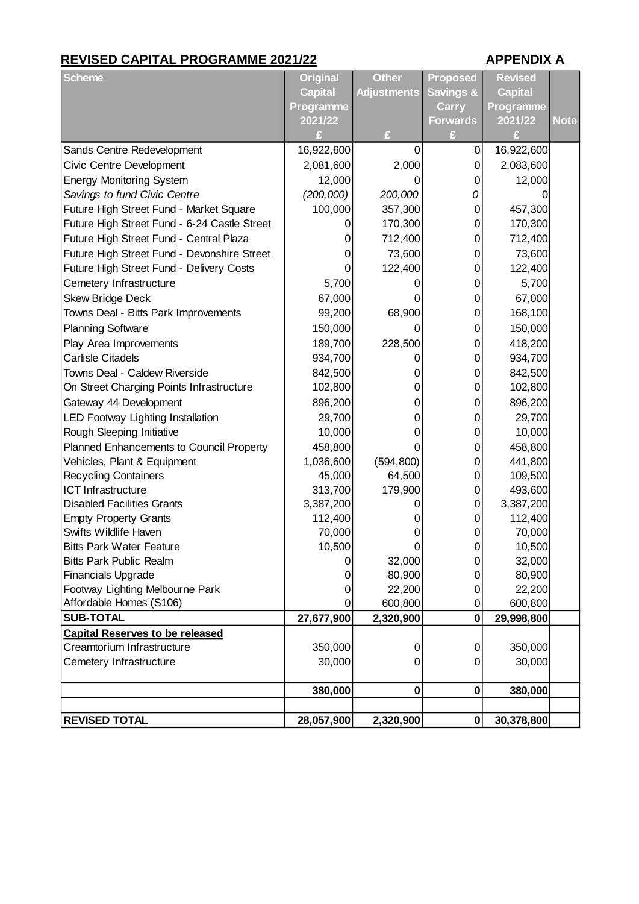## REVISED CAPITAL PROGRAMME 2021/22

**APPENDIX A**

| Scheme | Original Capital Programme 2021/22 £ | Other Adjustments £ | Proposed Savings & Carry Forwards £ | Revised Capital Programme 2021/22 £ | Note |
|---|---|---|---|---|---|
| Sands Centre Redevelopment | 16,922,600 | 0 | 0 | 16,922,600 | |
| Civic Centre Development | 2,081,600 | 2,000 | 0 | 2,083,600 | |
| Energy Monitoring System | 12,000 | 0 | 0 | 12,000 | |
| *Savings to fund Civic Centre* | *(200,000)* | *200,000* | *0* | 0 | |
| Future High Street Fund - Market Square | 100,000 | 357,300 | 0 | 457,300 | |
| Future High Street Fund - 6-24 Castle Street | 0 | 170,300 | 0 | 170,300 | |
| Future High Street Fund - Central Plaza | 0 | 712,400 | 0 | 712,400 | |
| Future High Street Fund - Devonshire Street | 0 | 73,600 | 0 | 73,600 | |
| Future High Street Fund - Delivery Costs | 0 | 122,400 | 0 | 122,400 | |
| Cemetery Infrastructure | 5,700 | 0 | 0 | 5,700 | |
| Skew Bridge Deck | 67,000 | 0 | 0 | 67,000 | |
| Towns Deal - Bitts Park Improvements | 99,200 | 68,900 | 0 | 168,100 | |
| Planning Software | 150,000 | 0 | 0 | 150,000 | |
| Play Area Improvements | 189,700 | 228,500 | 0 | 418,200 | |
| Carlisle Citadels | 934,700 | 0 | 0 | 934,700 | |
| Towns Deal - Caldew Riverside | 842,500 | 0 | 0 | 842,500 | |
| On Street Charging Points Infrastructure | 102,800 | 0 | 0 | 102,800 | |
| Gateway 44 Development | 896,200 | 0 | 0 | 896,200 | |
| LED Footway Lighting Installation | 29,700 | 0 | 0 | 29,700 | |
| Rough Sleeping Initiative | 10,000 | 0 | 0 | 10,000 | |
| Planned Enhancements to Council Property | 458,800 | 0 | 0 | 458,800 | |
| Vehicles, Plant & Equipment | 1,036,600 | (594,800) | 0 | 441,800 | |
| Recycling Containers | 45,000 | 64,500 | 0 | 109,500 | |
| ICT Infrastructure | 313,700 | 179,900 | 0 | 493,600 | |
| Disabled Facilities Grants | 3,387,200 | 0 | 0 | 3,387,200 | |
| Empty Property Grants | 112,400 | 0 | 0 | 112,400 | |
| Swifts Wildlife Haven | 70,000 | 0 | 0 | 70,000 | |
| Bitts Park Water Feature | 10,500 | 0 | 0 | 10,500 | |
| Bitts Park Public Realm | 0 | 32,000 | 0 | 32,000 | |
| Financials Upgrade | 0 | 80,900 | 0 | 80,900 | |
| Footway Lighting Melbourne Park | 0 | 22,200 | 0 | 22,200 | |
| Affordable Homes (S106) | 0 | 600,800 | 0 | 600,800 | |
| **SUB-TOTAL** | **27,677,900** | **2,320,900** | **0** | **29,998,800** | |
| **Capital Reserves to be released** | | | | | |
| Creamtorium Infrastructure | 350,000 | 0 | 0 | 350,000 | |
| Cemetery Infrastructure | 30,000 | 0 | 0 | 30,000 | |
| | **380,000** | **0** | **0** | **380,000** | |
| | | | | | |
| **REVISED TOTAL** | **28,057,900** | **2,320,900** | **0** | **30,378,800** | |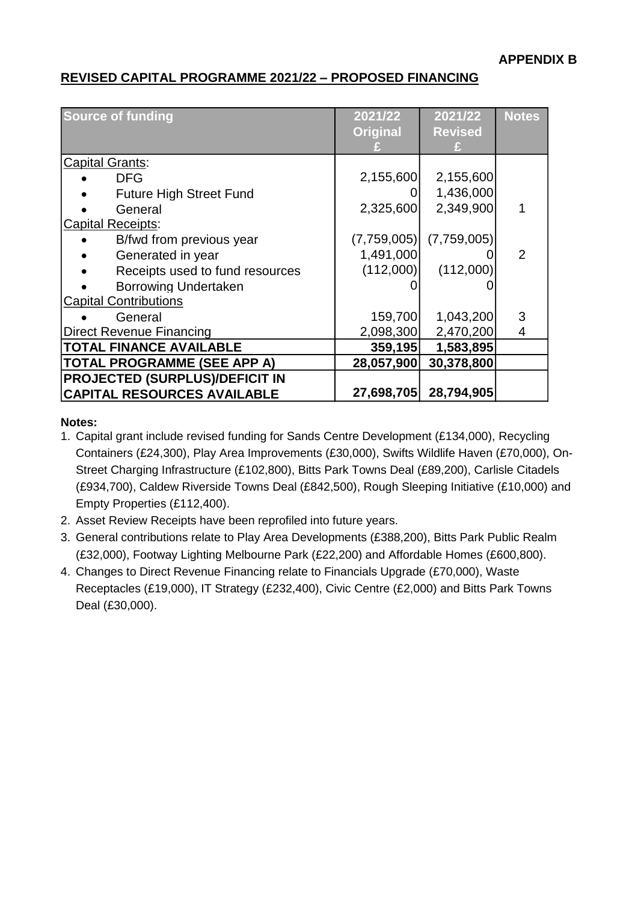**APPENDIX B**

## REVISED CAPITAL PROGRAMME 2021/22 – PROPOSED FINANCING

| Source of funding | 2021/22 Original £ | 2021/22 Revised £ | Notes |
|---|---|---|---|
| Capital Grants: | | | |
| • DFG | 2,155,600 | 2,155,600 | |
| • Future High Street Fund | 0 | 1,436,000 | |
| • General | 2,325,600 | 2,349,900 | 1 |
| Capital Receipts: | | | |
| • B/fwd from previous year | (7,759,005) | (7,759,005) | |
| • Generated in year | 1,491,000 | 0 | 2 |
| • Receipts used to fund resources | (112,000) | (112,000) | |
| • Borrowing Undertaken | 0 | 0 | |
| Capital Contributions | | | |
| • General | 159,700 | 1,043,200 | 3 |
| Direct Revenue Financing | 2,098,300 | 2,470,200 | 4 |
| **TOTAL FINANCE AVAILABLE** | **359,195** | **1,583,895** | |
| **TOTAL PROGRAMME (SEE APP A)** | **28,057,900** | **30,378,800** | |
| **PROJECTED (SURPLUS)/DEFICIT IN CAPITAL RESOURCES AVAILABLE** | **27,698,705** | **28,794,905** | |

**Notes:**

1. Capital grant include revised funding for Sands Centre Development (£134,000), Recycling Containers (£24,300), Play Area Improvements (£30,000), Swifts Wildlife Haven (£70,000), On-Street Charging Infrastructure (£102,800), Bitts Park Towns Deal (£89,200), Carlisle Citadels (£934,700), Caldew Riverside Towns Deal (£842,500), Rough Sleeping Initiative (£10,000) and Empty Properties (£112,400).
2. Asset Review Receipts have been reprofiled into future years.
3. General contributions relate to Play Area Developments (£388,200), Bitts Park Public Realm (£32,000), Footway Lighting Melbourne Park (£22,200) and Affordable Homes (£600,800).
4. Changes to Direct Revenue Financing relate to Financials Upgrade (£70,000), Waste Receptacles (£19,000), IT Strategy (£232,400), Civic Centre (£2,000) and Bitts Park Towns Deal (£30,000).